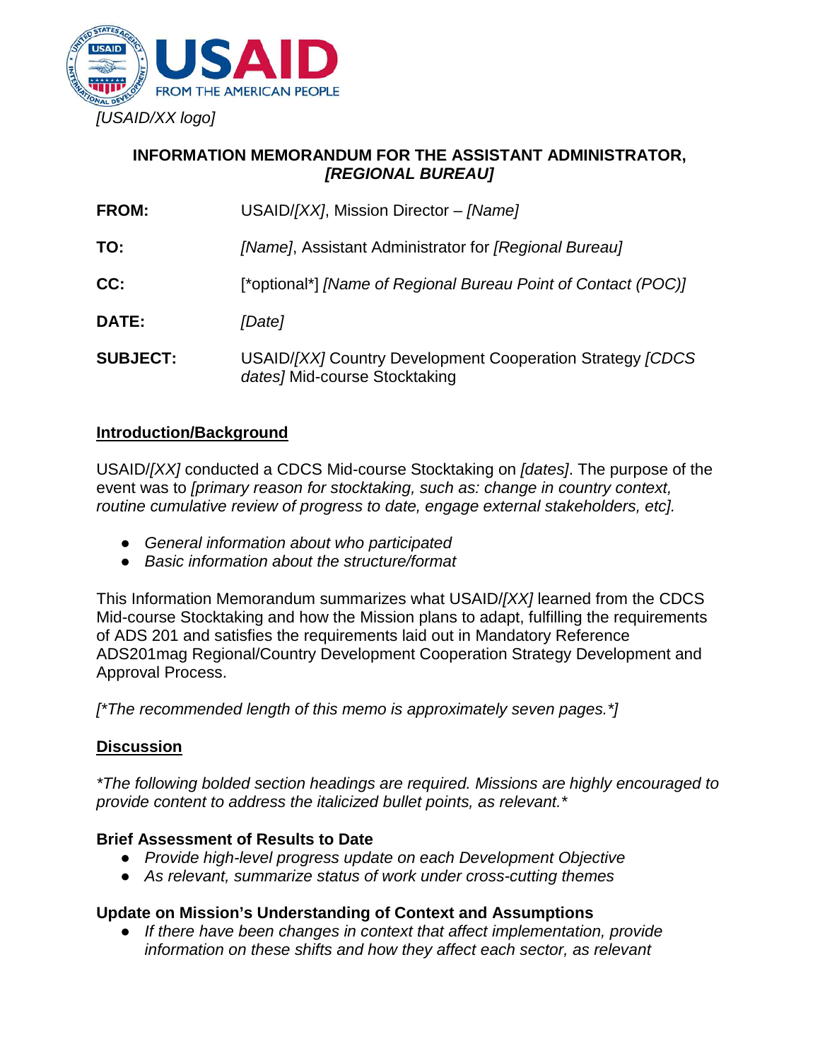*[USAID/XX logo]*

**INFORMATION MEMORANDUM FOR THE ASSISTANT ADMINISTRATOR, *[REGIONAL BUREAU]***

**FROM:** USAID/*[XX]*, Mission Director – *[Name]*

**TO:** *[Name]*, Assistant Administrator for *[Regional Bureau]*

**CC:** [*optional*] *[Name of Regional Bureau Point of Contact (POC)]*

**DATE:** *[Date]*

**SUBJECT:** USAID/*[XX]* Country Development Cooperation Strategy *[CDCS dates]* Mid-course Stocktaking

## Introduction/Background

USAID/*[XX]* conducted a CDCS Mid-course Stocktaking on *[dates]*. The purpose of the event was to *[primary reason for stocktaking, such as: change in country context, routine cumulative review of progress to date, engage external stakeholders, etc].*

- *General information about who participated*
- *Basic information about the structure/format*

This Information Memorandum summarizes what USAID/*[XX]* learned from the CDCS Mid-course Stocktaking and how the Mission plans to adapt, fulfilling the requirements of ADS 201 and satisfies the requirements laid out in Mandatory Reference ADS201mag Regional/Country Development Cooperation Strategy Development and Approval Process.

*[*The recommended length of this memo is approximately seven pages.*]*

## Discussion

*\*The following bolded section headings are required. Missions are highly encouraged to provide content to address the italicized bullet points, as relevant.\**

### Brief Assessment of Results to Date

- *Provide high-level progress update on each Development Objective*
- *As relevant, summarize status of work under cross-cutting themes*

### Update on Mission's Understanding of Context and Assumptions

- *If there have been changes in context that affect implementation, provide information on these shifts and how they affect each sector, as relevant*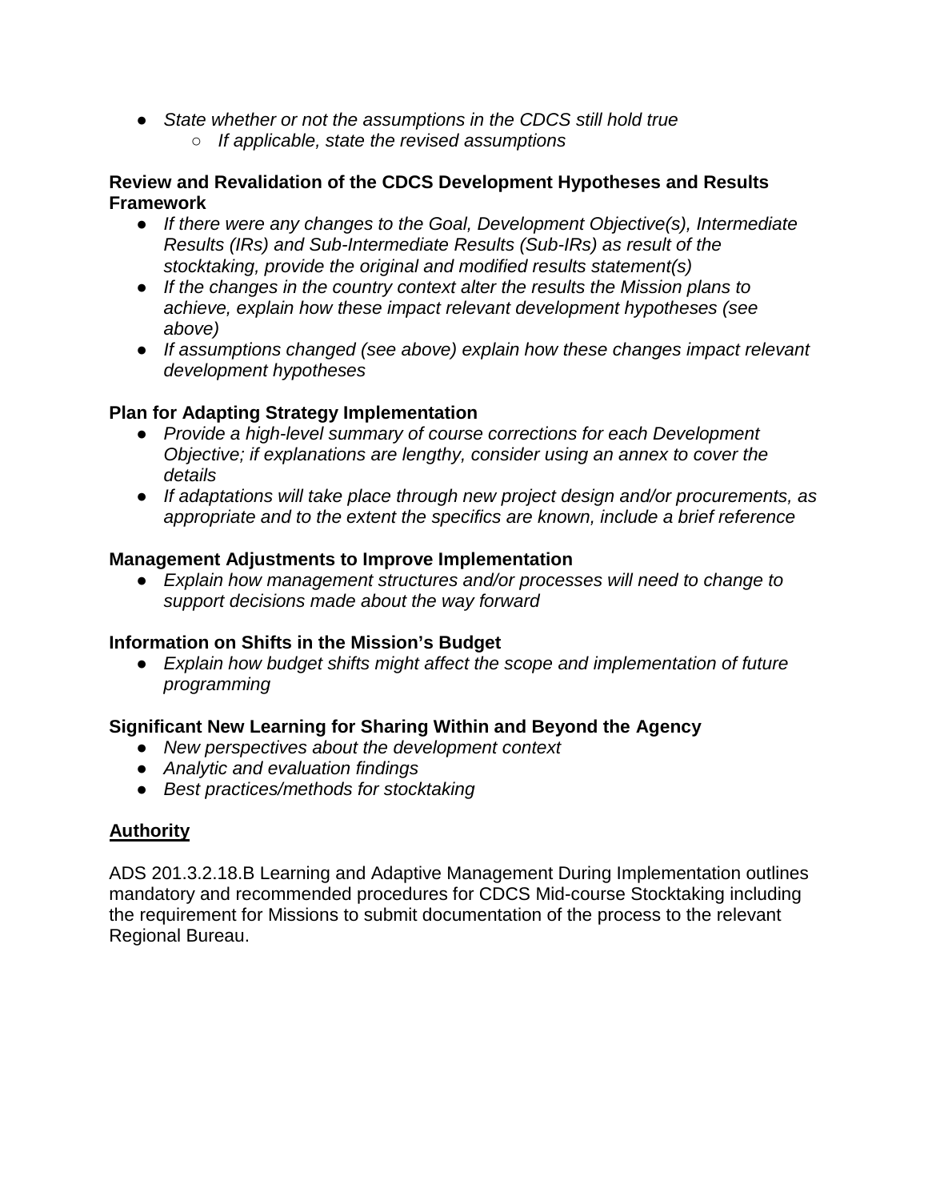- *State whether or not the assumptions in the CDCS still hold true*
    - *If applicable, state the revised assumptions*

**Review and Revalidation of the CDCS Development Hypotheses and Results Framework**

- *If there were any changes to the Goal, Development Objective(s), Intermediate Results (IRs) and Sub-Intermediate Results (Sub-IRs) as result of the stocktaking, provide the original and modified results statement(s)*
- *If the changes in the country context alter the results the Mission plans to achieve, explain how these impact relevant development hypotheses (see above)*
- *If assumptions changed (see above) explain how these changes impact relevant development hypotheses*

**Plan for Adapting Strategy Implementation**

- *Provide a high-level summary of course corrections for each Development Objective; if explanations are lengthy, consider using an annex to cover the details*
- *If adaptations will take place through new project design and/or procurements, as appropriate and to the extent the specifics are known, include a brief reference*

**Management Adjustments to Improve Implementation**

- *Explain how management structures and/or processes will need to change to support decisions made about the way forward*

**Information on Shifts in the Mission's Budget**

- *Explain how budget shifts might affect the scope and implementation of future programming*

**Significant New Learning for Sharing Within and Beyond the Agency**

- *New perspectives about the development context*
- *Analytic and evaluation findings*
- *Best practices/methods for stocktaking*

## <u>Authority</u>

ADS 201.3.2.18.B Learning and Adaptive Management During Implementation outlines mandatory and recommended procedures for CDCS Mid-course Stocktaking including the requirement for Missions to submit documentation of the process to the relevant Regional Bureau.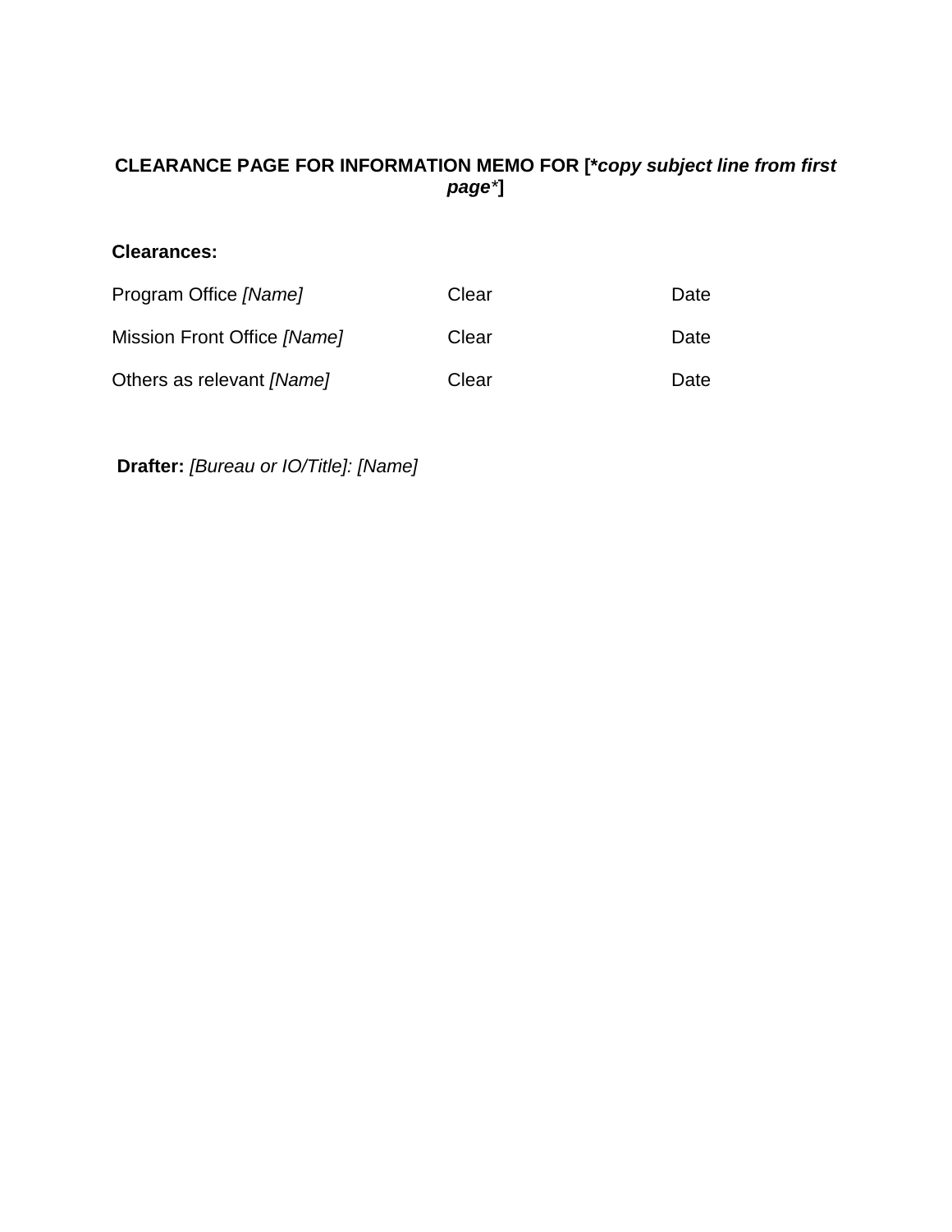**CLEARANCE PAGE FOR INFORMATION MEMO FOR [*\*copy subject line from first page\**]**

**Clearances:**

| | | |
|---|---|---|
| Program Office *[Name]* | Clear | Date |
| Mission Front Office *[Name]* | Clear | Date |
| Others as relevant *[Name]* | Clear | Date |

**Drafter:** *[Bureau or IO/Title]: [Name]*